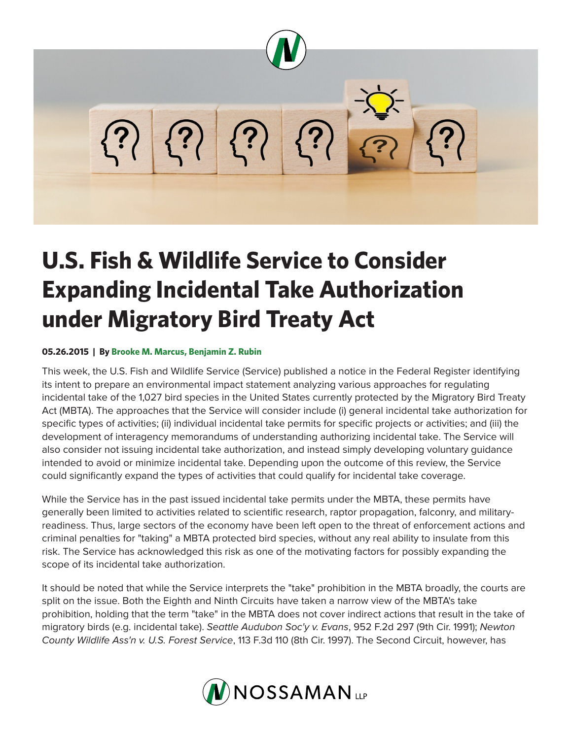# U.S. Fish & Wildlife Service to Consider Expanding Incidental Take Authorization under Migratory Bird Treaty Act

**05.26.2015 | By Brooke M. Marcus, Benjamin Z. Rubin**

This week, the U.S. Fish and Wildlife Service (Service) published a notice in the Federal Register identifying its intent to prepare an environmental impact statement analyzing various approaches for regulating incidental take of the 1,027 bird species in the United States currently protected by the Migratory Bird Treaty Act (MBTA). The approaches that the Service will consider include (i) general incidental take authorization for specific types of activities; (ii) individual incidental take permits for specific projects or activities; and (iii) the development of interagency memorandums of understanding authorizing incidental take. The Service will also consider not issuing incidental take authorization, and instead simply developing voluntary guidance intended to avoid or minimize incidental take. Depending upon the outcome of this review, the Service could significantly expand the types of activities that could qualify for incidental take coverage.

While the Service has in the past issued incidental take permits under the MBTA, these permits have generally been limited to activities related to scientific research, raptor propagation, falconry, and military-readiness. Thus, large sectors of the economy have been left open to the threat of enforcement actions and criminal penalties for "taking" a MBTA protected bird species, without any real ability to insulate from this risk. The Service has acknowledged this risk as one of the motivating factors for possibly expanding the scope of its incidental take authorization.

It should be noted that while the Service interprets the "take" prohibition in the MBTA broadly, the courts are split on the issue. Both the Eighth and Ninth Circuits have taken a narrow view of the MBTA's take prohibition, holding that the term "take" in the MBTA does not cover indirect actions that result in the take of migratory birds (e.g. incidental take). *Seattle Audubon Soc'y v. Evans*, 952 F.2d 297 (9th Cir. 1991); *Newton County Wildlife Ass'n v. U.S. Forest Service*, 113 F.3d 110 (8th Cir. 1997). The Second Circuit, however, has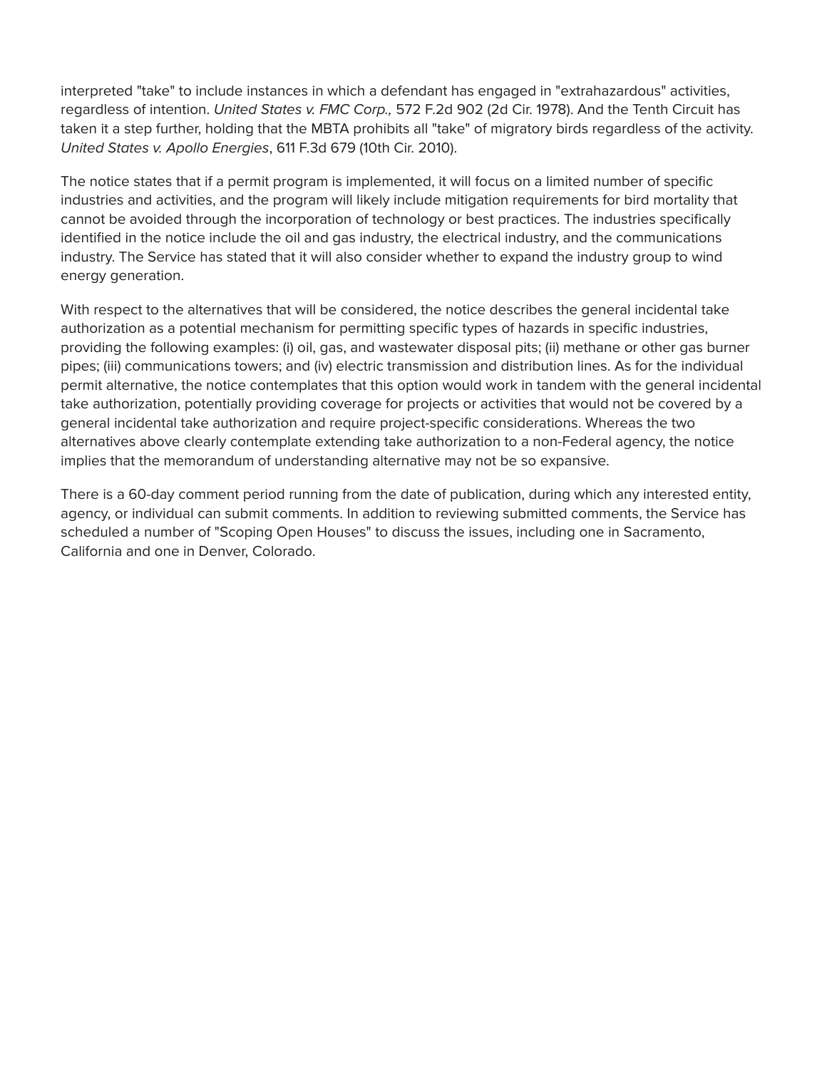interpreted "take" to include instances in which a defendant has engaged in "extrahazardous" activities, regardless of intention. *United States v. FMC Corp.,* 572 F.2d 902 (2d Cir. 1978). And the Tenth Circuit has taken it a step further, holding that the MBTA prohibits all "take" of migratory birds regardless of the activity. *United States v. Apollo Energies*, 611 F.3d 679 (10th Cir. 2010).

The notice states that if a permit program is implemented, it will focus on a limited number of specific industries and activities, and the program will likely include mitigation requirements for bird mortality that cannot be avoided through the incorporation of technology or best practices. The industries specifically identified in the notice include the oil and gas industry, the electrical industry, and the communications industry. The Service has stated that it will also consider whether to expand the industry group to wind energy generation.

With respect to the alternatives that will be considered, the notice describes the general incidental take authorization as a potential mechanism for permitting specific types of hazards in specific industries, providing the following examples: (i) oil, gas, and wastewater disposal pits; (ii) methane or other gas burner pipes; (iii) communications towers; and (iv) electric transmission and distribution lines. As for the individual permit alternative, the notice contemplates that this option would work in tandem with the general incidental take authorization, potentially providing coverage for projects or activities that would not be covered by a general incidental take authorization and require project-specific considerations. Whereas the two alternatives above clearly contemplate extending take authorization to a non-Federal agency, the notice implies that the memorandum of understanding alternative may not be so expansive.

There is a 60-day comment period running from the date of publication, during which any interested entity, agency, or individual can submit comments. In addition to reviewing submitted comments, the Service has scheduled a number of "Scoping Open Houses" to discuss the issues, including one in Sacramento, California and one in Denver, Colorado.